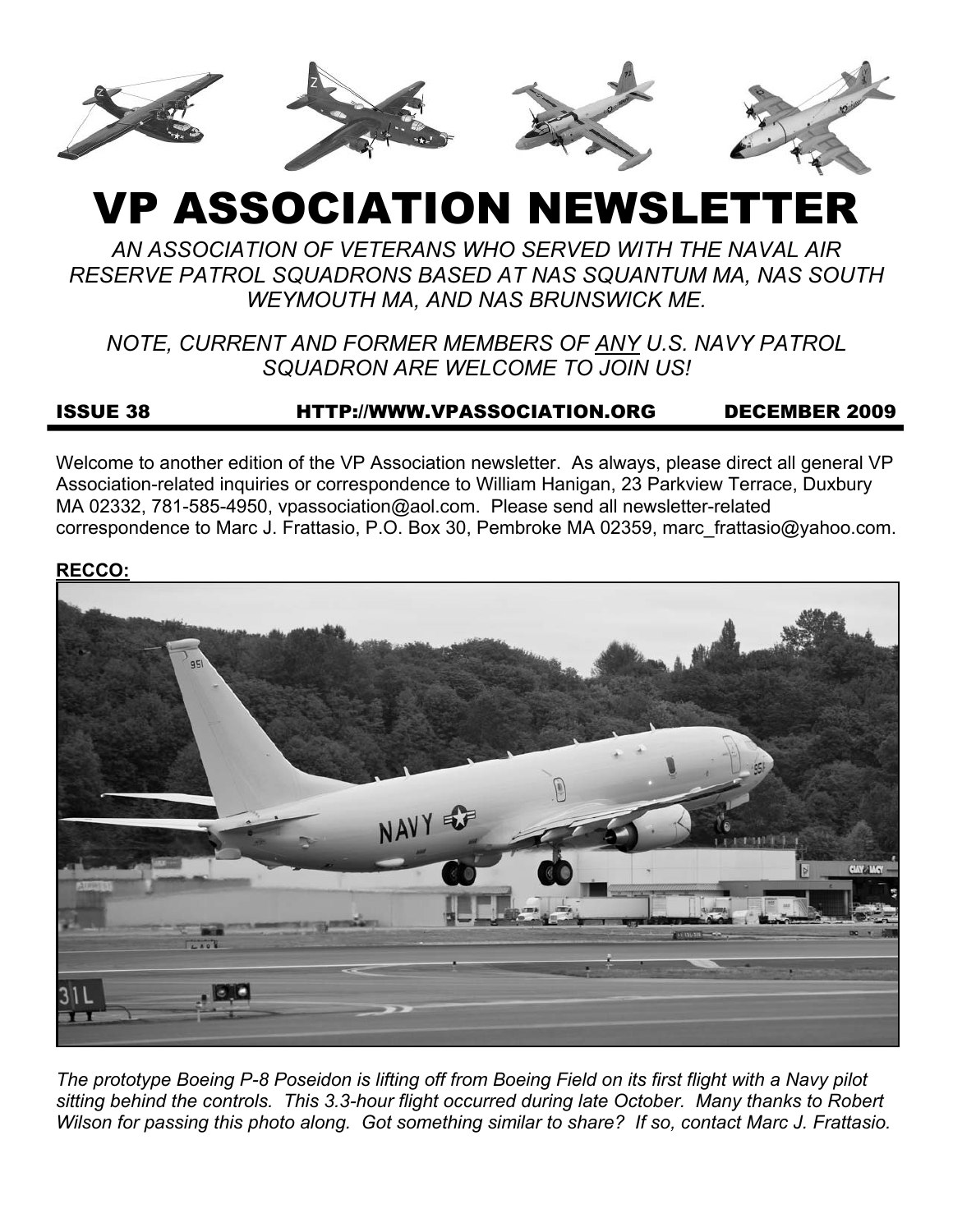# VP ASSOCIATION NEWSLETTER

*AN ASSOCIATION OF VETERANS WHO SERVED WITH THE NAVAL AIR RESERVE PATROL SQUADRONS BASED AT NAS SQUANTUM MA, NAS SOUTH WEYMOUTH MA, AND NAS BRUNSWICK ME.*

*NOTE, CURRENT AND FORMER MEMBERS OF ANY U.S. NAVY PATROL SQUADRON ARE WELCOME TO JOIN US!*

**ISSUE 38** **HTTP://WWW.VPASSOCIATION.ORG** **DECEMBER 2009**

Welcome to another edition of the VP Association newsletter. As always, please direct all general VP Association-related inquiries or correspondence to William Hanigan, 23 Parkview Terrace, Duxbury MA 02332, 781-585-4950, vpassociation@aol.com. Please send all newsletter-related correspondence to Marc J. Frattasio, P.O. Box 30, Pembroke MA 02359, marc_frattasio@yahoo.com.

**RECCO:**

*The prototype Boeing P-8 Poseidon is lifting off from Boeing Field on its first flight with a Navy pilot sitting behind the controls. This 3.3-hour flight occurred during late October. Many thanks to Robert Wilson for passing this photo along. Got something similar to share? If so, contact Marc J. Frattasio.*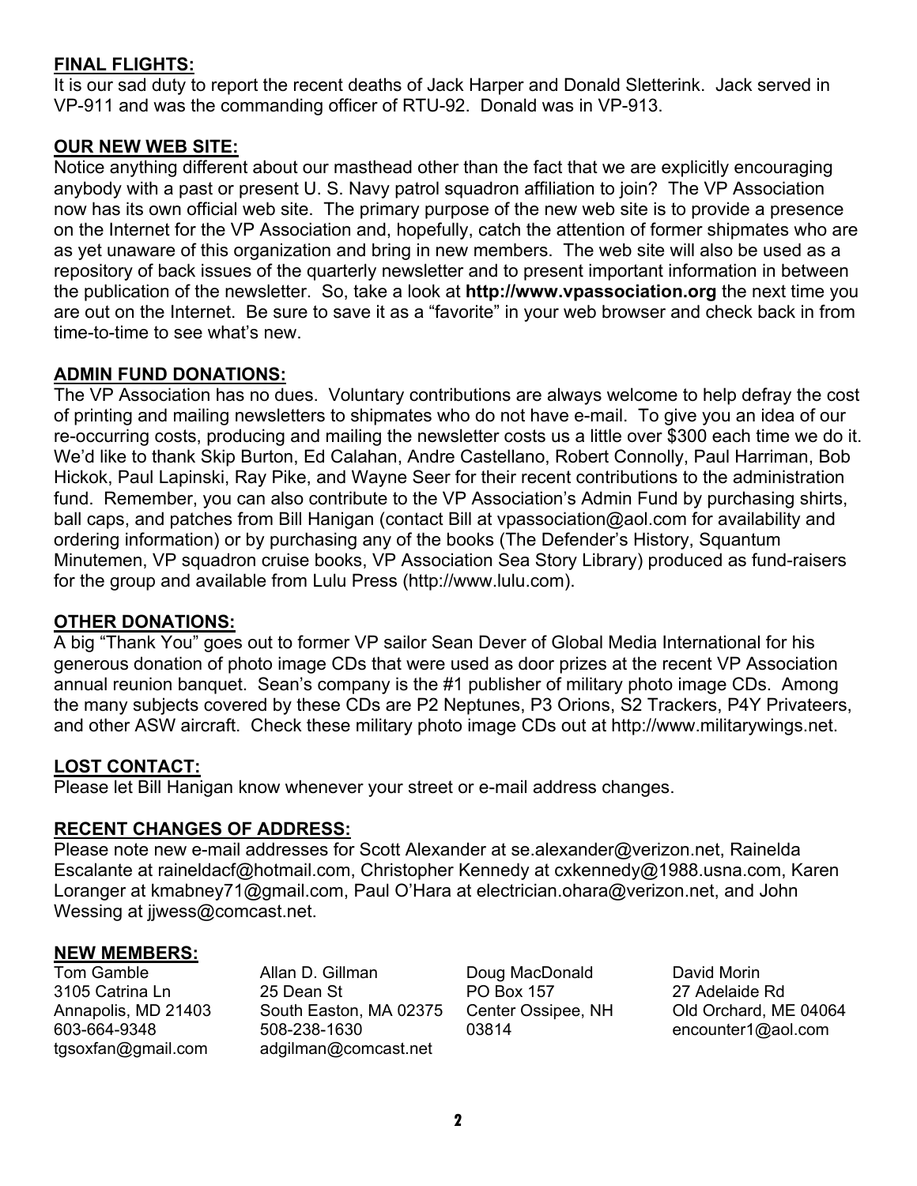## FINAL FLIGHTS:

It is our sad duty to report the recent deaths of Jack Harper and Donald Sletterink. Jack served in VP-911 and was the commanding officer of RTU-92. Donald was in VP-913.

## OUR NEW WEB SITE:

Notice anything different about our masthead other than the fact that we are explicitly encouraging anybody with a past or present U. S. Navy patrol squadron affiliation to join? The VP Association now has its own official web site. The primary purpose of the new web site is to provide a presence on the Internet for the VP Association and, hopefully, catch the attention of former shipmates who are as yet unaware of this organization and bring in new members. The web site will also be used as a repository of back issues of the quarterly newsletter and to present important information in between the publication of the newsletter. So, take a look at **http://www.vpassociation.org** the next time you are out on the Internet. Be sure to save it as a “favorite” in your web browser and check back in from time-to-time to see what’s new.

## ADMIN FUND DONATIONS:

The VP Association has no dues. Voluntary contributions are always welcome to help defray the cost of printing and mailing newsletters to shipmates who do not have e-mail. To give you an idea of our re-occurring costs, producing and mailing the newsletter costs us a little over $300 each time we do it. We’d like to thank Skip Burton, Ed Calahan, Andre Castellano, Robert Connolly, Paul Harriman, Bob Hickok, Paul Lapinski, Ray Pike, and Wayne Seer for their recent contributions to the administration fund. Remember, you can also contribute to the VP Association’s Admin Fund by purchasing shirts, ball caps, and patches from Bill Hanigan (contact Bill at vpassociation@aol.com for availability and ordering information) or by purchasing any of the books (The Defender’s History, Squantum Minutemen, VP squadron cruise books, VP Association Sea Story Library) produced as fund-raisers for the group and available from Lulu Press (http://www.lulu.com).

## OTHER DONATIONS:

A big “Thank You” goes out to former VP sailor Sean Dever of Global Media International for his generous donation of photo image CDs that were used as door prizes at the recent VP Association annual reunion banquet. Sean’s company is the #1 publisher of military photo image CDs. Among the many subjects covered by these CDs are P2 Neptunes, P3 Orions, S2 Trackers, P4Y Privateers, and other ASW aircraft. Check these military photo image CDs out at http://www.militarywings.net.

## LOST CONTACT:

Please let Bill Hanigan know whenever your street or e-mail address changes.

## RECENT CHANGES OF ADDRESS:

Please note new e-mail addresses for Scott Alexander at se.alexander@verizon.net, Rainelda Escalante at raineldacf@hotmail.com, Christopher Kennedy at cxkennedy@1988.usna.com, Karen Loranger at kmabney71@gmail.com, Paul O’Hara at electrician.ohara@verizon.net, and John Wessing at jjwess@comcast.net.

## NEW MEMBERS:

Tom Gamble
3105 Catrina Ln
Annapolis, MD 21403
603-664-9348
tgsoxfan@gmail.com

Allan D. Gillman
25 Dean St
South Easton, MA 02375
508-238-1630
adgilman@comcast.net

Doug MacDonald
PO Box 157
Center Ossipee, NH
03814

David Morin
27 Adelaide Rd
Old Orchard, ME 04064
encounter1@aol.com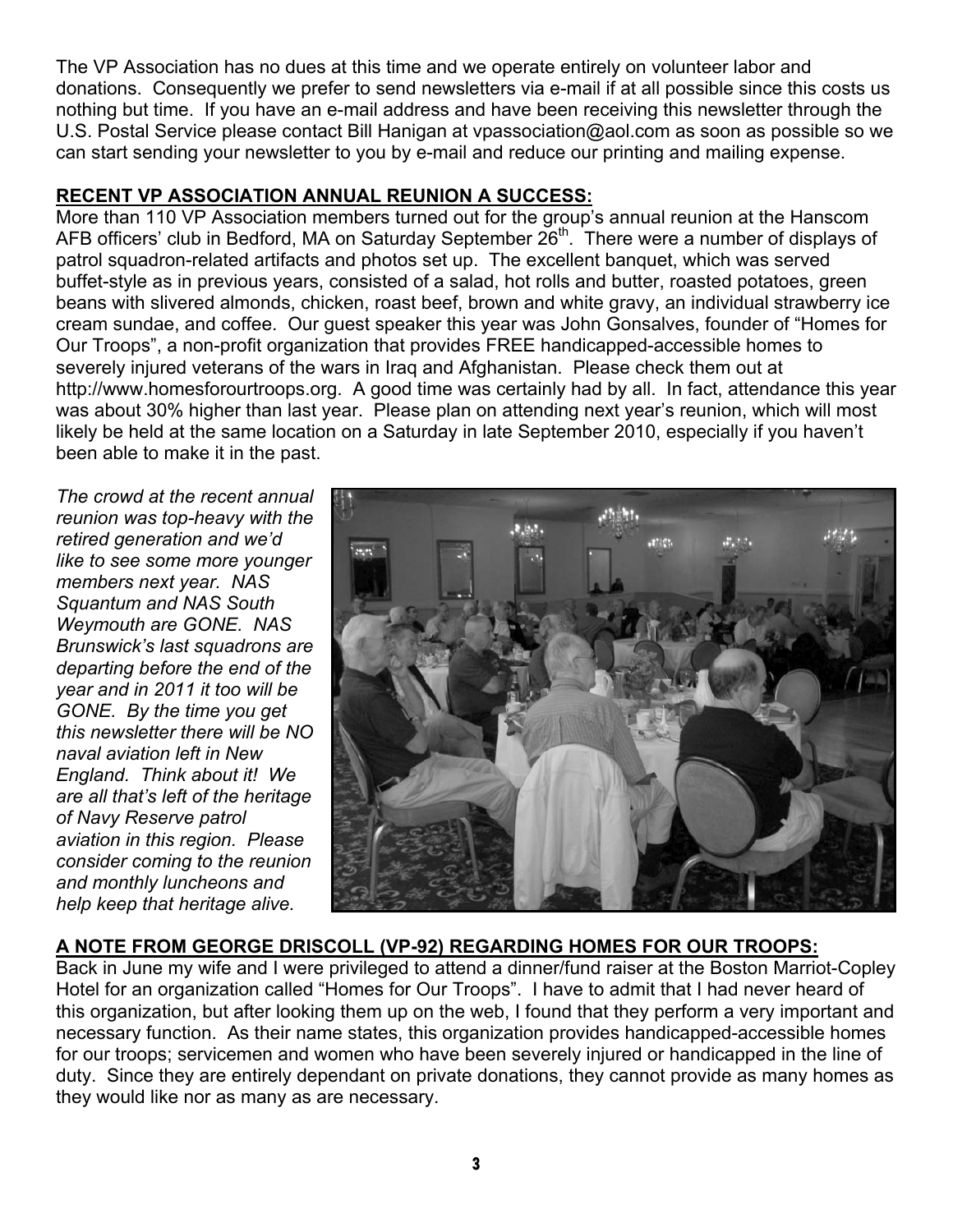The VP Association has no dues at this time and we operate entirely on volunteer labor and donations. Consequently we prefer to send newsletters via e-mail if at all possible since this costs us nothing but time. If you have an e-mail address and have been receiving this newsletter through the U.S. Postal Service please contact Bill Hanigan at vpassociation@aol.com as soon as possible so we can start sending your newsletter to you by e-mail and reduce our printing and mailing expense.

## **RECENT VP ASSOCIATION ANNUAL REUNION A SUCCESS:**

More than 110 VP Association members turned out for the group's annual reunion at the Hanscom AFB officers' club in Bedford, MA on Saturday September 26th. There were a number of displays of patrol squadron-related artifacts and photos set up. The excellent banquet, which was served buffet-style as in previous years, consisted of a salad, hot rolls and butter, roasted potatoes, green beans with slivered almonds, chicken, roast beef, brown and white gravy, an individual strawberry ice cream sundae, and coffee. Our guest speaker this year was John Gonsalves, founder of "Homes for Our Troops", a non-profit organization that provides FREE handicapped-accessible homes to severely injured veterans of the wars in Iraq and Afghanistan. Please check them out at http://www.homesforourtroops.org. A good time was certainly had by all. In fact, attendance this year was about 30% higher than last year. Please plan on attending next year's reunion, which will most likely be held at the same location on a Saturday in late September 2010, especially if you haven't been able to make it in the past.

*The crowd at the recent annual reunion was top-heavy with the retired generation and we'd like to see some more younger members next year. NAS Squantum and NAS South Weymouth are GONE. NAS Brunswick's last squadrons are departing before the end of the year and in 2011 it too will be GONE. By the time you get this newsletter there will be NO naval aviation left in New England. Think about it! We are all that's left of the heritage of Navy Reserve patrol aviation in this region. Please consider coming to the reunion and monthly luncheons and help keep that heritage alive.*

## **A NOTE FROM GEORGE DRISCOLL (VP-92) REGARDING HOMES FOR OUR TROOPS:**

Back in June my wife and I were privileged to attend a dinner/fund raiser at the Boston Marriot-Copley Hotel for an organization called "Homes for Our Troops". I have to admit that I had never heard of this organization, but after looking them up on the web, I found that they perform a very important and necessary function. As their name states, this organization provides handicapped-accessible homes for our troops; servicemen and women who have been severely injured or handicapped in the line of duty. Since they are entirely dependant on private donations, they cannot provide as many homes as they would like nor as many as are necessary.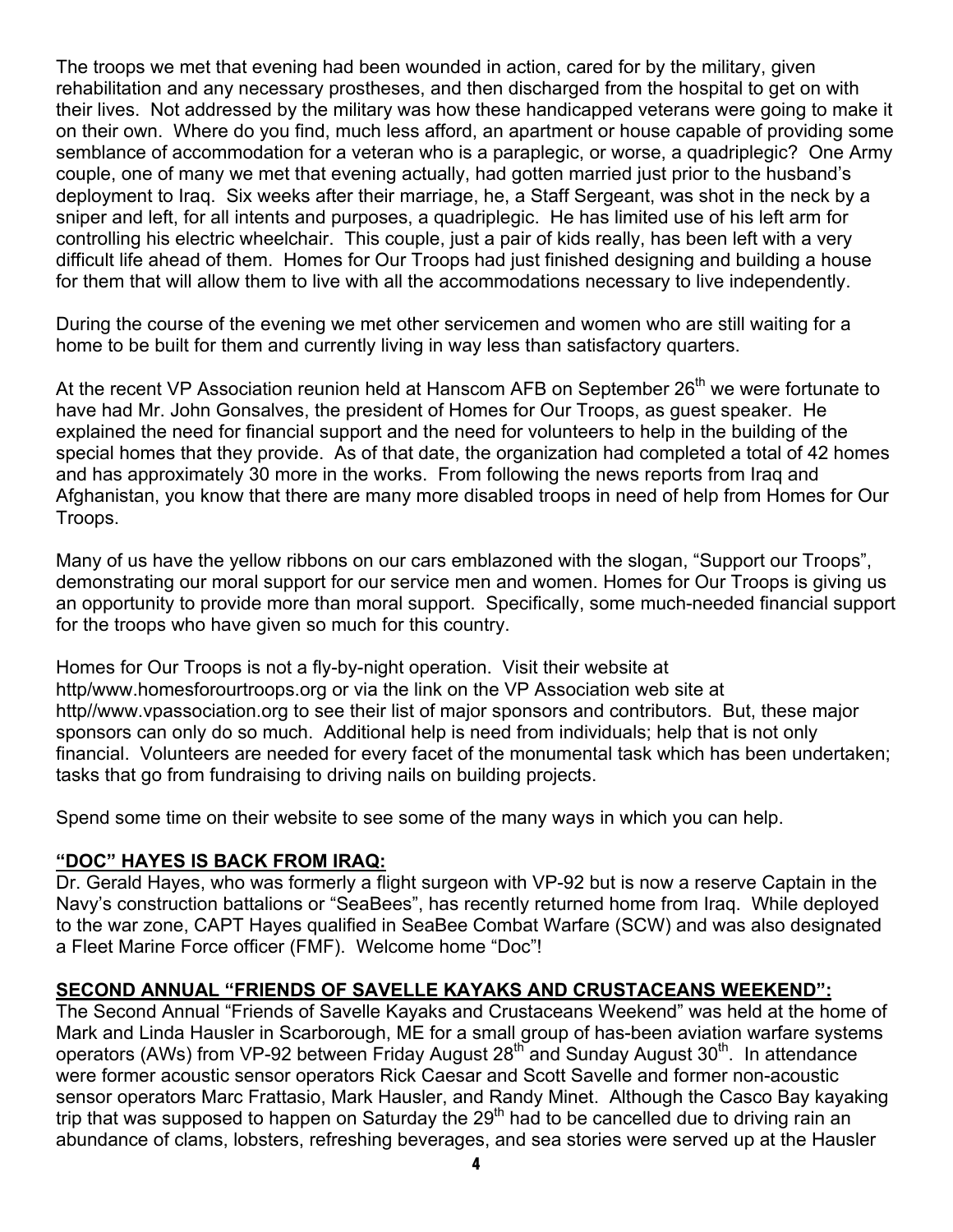The troops we met that evening had been wounded in action, cared for by the military, given rehabilitation and any necessary prostheses, and then discharged from the hospital to get on with their lives. Not addressed by the military was how these handicapped veterans were going to make it on their own. Where do you find, much less afford, an apartment or house capable of providing some semblance of accommodation for a veteran who is a paraplegic, or worse, a quadriplegic? One Army couple, one of many we met that evening actually, had gotten married just prior to the husband's deployment to Iraq. Six weeks after their marriage, he, a Staff Sergeant, was shot in the neck by a sniper and left, for all intents and purposes, a quadriplegic. He has limited use of his left arm for controlling his electric wheelchair. This couple, just a pair of kids really, has been left with a very difficult life ahead of them. Homes for Our Troops had just finished designing and building a house for them that will allow them to live with all the accommodations necessary to live independently.

During the course of the evening we met other servicemen and women who are still waiting for a home to be built for them and currently living in way less than satisfactory quarters.

At the recent VP Association reunion held at Hanscom AFB on September 26th we were fortunate to have had Mr. John Gonsalves, the president of Homes for Our Troops, as guest speaker. He explained the need for financial support and the need for volunteers to help in the building of the special homes that they provide. As of that date, the organization had completed a total of 42 homes and has approximately 30 more in the works. From following the news reports from Iraq and Afghanistan, you know that there are many more disabled troops in need of help from Homes for Our Troops.

Many of us have the yellow ribbons on our cars emblazoned with the slogan, "Support our Troops", demonstrating our moral support for our service men and women. Homes for Our Troops is giving us an opportunity to provide more than moral support. Specifically, some much-needed financial support for the troops who have given so much for this country.

Homes for Our Troops is not a fly-by-night operation. Visit their website at http/www.homesforourtroops.org or via the link on the VP Association web site at http//www.vpassociation.org to see their list of major sponsors and contributors. But, these major sponsors can only do so much. Additional help is need from individuals; help that is not only financial. Volunteers are needed for every facet of the monumental task which has been undertaken; tasks that go from fundraising to driving nails on building projects.

Spend some time on their website to see some of the many ways in which you can help.

**"DOC" HAYES IS BACK FROM IRAQ:**

Dr. Gerald Hayes, who was formerly a flight surgeon with VP-92 but is now a reserve Captain in the Navy's construction battalions or "SeaBees", has recently returned home from Iraq. While deployed to the war zone, CAPT Hayes qualified in SeaBee Combat Warfare (SCW) and was also designated a Fleet Marine Force officer (FMF). Welcome home "Doc"!

**SECOND ANNUAL "FRIENDS OF SAVELLE KAYAKS AND CRUSTACEANS WEEKEND":**

The Second Annual "Friends of Savelle Kayaks and Crustaceans Weekend" was held at the home of Mark and Linda Hausler in Scarborough, ME for a small group of has-been aviation warfare systems operators (AWs) from VP-92 between Friday August 28th and Sunday August 30th. In attendance were former acoustic sensor operators Rick Caesar and Scott Savelle and former non-acoustic sensor operators Marc Frattasio, Mark Hausler, and Randy Minet. Although the Casco Bay kayaking trip that was supposed to happen on Saturday the 29th had to be cancelled due to driving rain an abundance of clams, lobsters, refreshing beverages, and sea stories were served up at the Hausler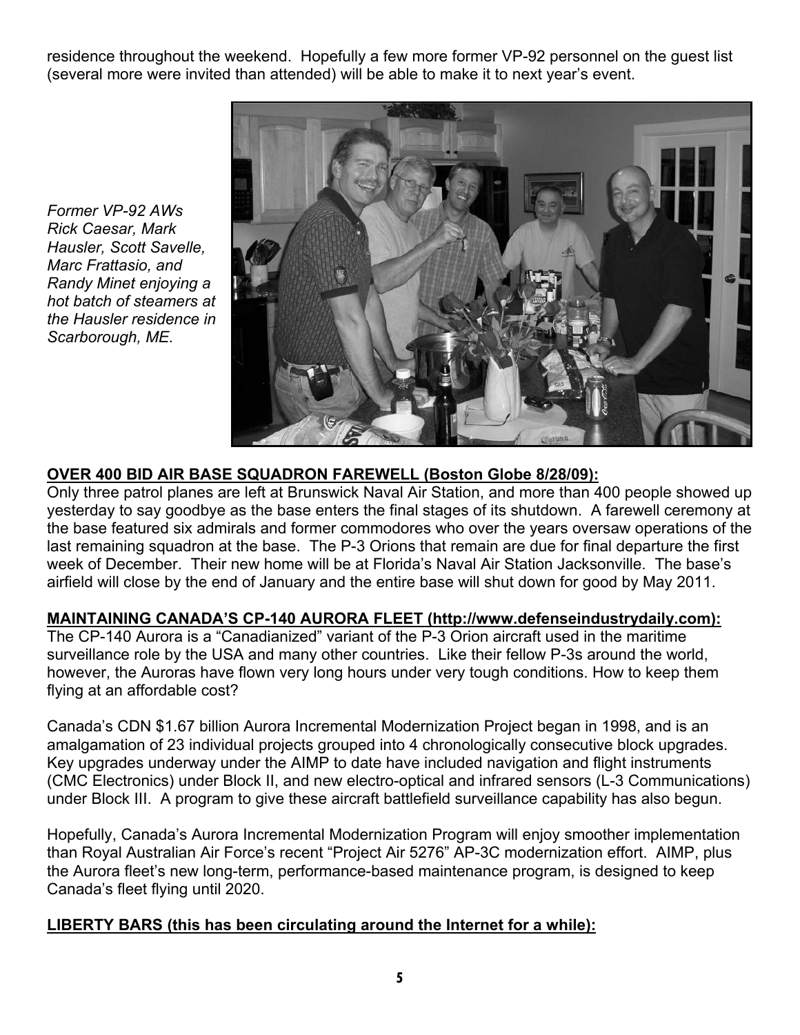residence throughout the weekend. Hopefully a few more former VP-92 personnel on the guest list (several more were invited than attended) will be able to make it to next year's event.

*Former VP-92 AWs Rick Caesar, Mark Hausler, Scott Savelle, Marc Frattasio, and Randy Minet enjoying a hot batch of steamers at the Hausler residence in Scarborough, ME.*

**OVER 400 BID AIR BASE SQUADRON FAREWELL (Boston Globe 8/28/09):**

Only three patrol planes are left at Brunswick Naval Air Station, and more than 400 people showed up yesterday to say goodbye as the base enters the final stages of its shutdown. A farewell ceremony at the base featured six admirals and former commodores who over the years oversaw operations of the last remaining squadron at the base. The P-3 Orions that remain are due for final departure the first week of December. Their new home will be at Florida's Naval Air Station Jacksonville. The base's airfield will close by the end of January and the entire base will shut down for good by May 2011.

**MAINTAINING CANADA'S CP-140 AURORA FLEET (http://www.defenseindustrydaily.com):**

The CP-140 Aurora is a "Canadianized" variant of the P-3 Orion aircraft used in the maritime surveillance role by the USA and many other countries. Like their fellow P-3s around the world, however, the Auroras have flown very long hours under very tough conditions. How to keep them flying at an affordable cost?

Canada's CDN $1.67 billion Aurora Incremental Modernization Project began in 1998, and is an amalgamation of 23 individual projects grouped into 4 chronologically consecutive block upgrades. Key upgrades underway under the AIMP to date have included navigation and flight instruments (CMC Electronics) under Block II, and new electro-optical and infrared sensors (L-3 Communications) under Block III. A program to give these aircraft battlefield surveillance capability has also begun.

Hopefully, Canada's Aurora Incremental Modernization Program will enjoy smoother implementation than Royal Australian Air Force's recent "Project Air 5276" AP-3C modernization effort. AIMP, plus the Aurora fleet's new long-term, performance-based maintenance program, is designed to keep Canada's fleet flying until 2020.

**LIBERTY BARS (this has been circulating around the Internet for a while):**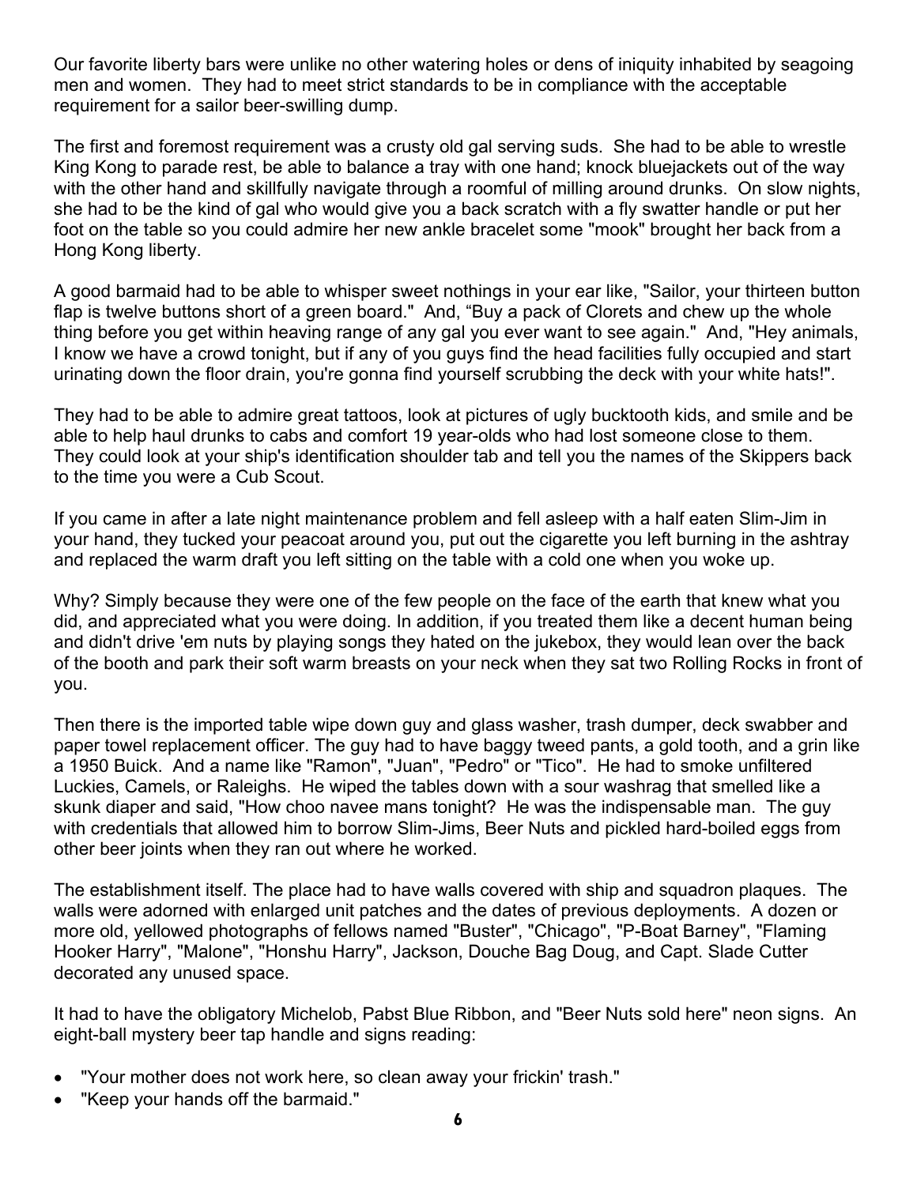Our favorite liberty bars were unlike no other watering holes or dens of iniquity inhabited by seagoing men and women. They had to meet strict standards to be in compliance with the acceptable requirement for a sailor beer-swilling dump.

The first and foremost requirement was a crusty old gal serving suds. She had to be able to wrestle King Kong to parade rest, be able to balance a tray with one hand; knock bluejackets out of the way with the other hand and skillfully navigate through a roomful of milling around drunks. On slow nights, she had to be the kind of gal who would give you a back scratch with a fly swatter handle or put her foot on the table so you could admire her new ankle bracelet some "mook" brought her back from a Hong Kong liberty.

A good barmaid had to be able to whisper sweet nothings in your ear like, "Sailor, your thirteen button flap is twelve buttons short of a green board." And, "Buy a pack of Clorets and chew up the whole thing before you get within heaving range of any gal you ever want to see again." And, "Hey animals, I know we have a crowd tonight, but if any of you guys find the head facilities fully occupied and start urinating down the floor drain, you're gonna find yourself scrubbing the deck with your white hats!".

They had to be able to admire great tattoos, look at pictures of ugly bucktooth kids, and smile and be able to help haul drunks to cabs and comfort 19 year-olds who had lost someone close to them. They could look at your ship's identification shoulder tab and tell you the names of the Skippers back to the time you were a Cub Scout.

If you came in after a late night maintenance problem and fell asleep with a half eaten Slim-Jim in your hand, they tucked your peacoat around you, put out the cigarette you left burning in the ashtray and replaced the warm draft you left sitting on the table with a cold one when you woke up.

Why? Simply because they were one of the few people on the face of the earth that knew what you did, and appreciated what you were doing. In addition, if you treated them like a decent human being and didn't drive 'em nuts by playing songs they hated on the jukebox, they would lean over the back of the booth and park their soft warm breasts on your neck when they sat two Rolling Rocks in front of you.

Then there is the imported table wipe down guy and glass washer, trash dumper, deck swabber and paper towel replacement officer. The guy had to have baggy tweed pants, a gold tooth, and a grin like a 1950 Buick. And a name like "Ramon", "Juan", "Pedro" or "Tico". He had to smoke unfiltered Luckies, Camels, or Raleighs. He wiped the tables down with a sour washrag that smelled like a skunk diaper and said, "How choo navee mans tonight? He was the indispensable man. The guy with credentials that allowed him to borrow Slim-Jims, Beer Nuts and pickled hard-boiled eggs from other beer joints when they ran out where he worked.

The establishment itself. The place had to have walls covered with ship and squadron plaques. The walls were adorned with enlarged unit patches and the dates of previous deployments. A dozen or more old, yellowed photographs of fellows named "Buster", "Chicago", "P-Boat Barney", "Flaming Hooker Harry", "Malone", "Honshu Harry", Jackson, Douche Bag Doug, and Capt. Slade Cutter decorated any unused space.

It had to have the obligatory Michelob, Pabst Blue Ribbon, and "Beer Nuts sold here" neon signs. An eight-ball mystery beer tap handle and signs reading:

- "Your mother does not work here, so clean away your frickin' trash."
- "Keep your hands off the barmaid."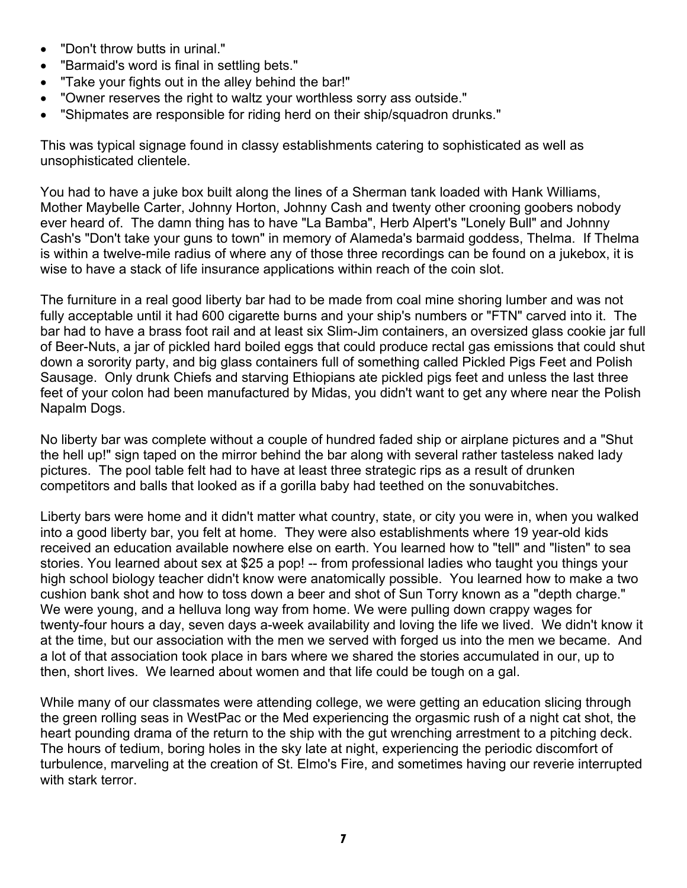- "Don't throw butts in urinal."
- "Barmaid's word is final in settling bets."
- "Take your fights out in the alley behind the bar!"
- "Owner reserves the right to waltz your worthless sorry ass outside."
- "Shipmates are responsible for riding herd on their ship/squadron drunks."

This was typical signage found in classy establishments catering to sophisticated as well as unsophisticated clientele.

You had to have a juke box built along the lines of a Sherman tank loaded with Hank Williams, Mother Maybelle Carter, Johnny Horton, Johnny Cash and twenty other crooning goobers nobody ever heard of. The damn thing has to have "La Bamba", Herb Alpert's "Lonely Bull" and Johnny Cash's "Don't take your guns to town" in memory of Alameda's barmaid goddess, Thelma. If Thelma is within a twelve-mile radius of where any of those three recordings can be found on a jukebox, it is wise to have a stack of life insurance applications within reach of the coin slot.

The furniture in a real good liberty bar had to be made from coal mine shoring lumber and was not fully acceptable until it had 600 cigarette burns and your ship's numbers or "FTN" carved into it. The bar had to have a brass foot rail and at least six Slim-Jim containers, an oversized glass cookie jar full of Beer-Nuts, a jar of pickled hard boiled eggs that could produce rectal gas emissions that could shut down a sorority party, and big glass containers full of something called Pickled Pigs Feet and Polish Sausage. Only drunk Chiefs and starving Ethiopians ate pickled pigs feet and unless the last three feet of your colon had been manufactured by Midas, you didn't want to get any where near the Polish Napalm Dogs.

No liberty bar was complete without a couple of hundred faded ship or airplane pictures and a "Shut the hell up!" sign taped on the mirror behind the bar along with several rather tasteless naked lady pictures. The pool table felt had to have at least three strategic rips as a result of drunken competitors and balls that looked as if a gorilla baby had teethed on the sonuvabitches.

Liberty bars were home and it didn't matter what country, state, or city you were in, when you walked into a good liberty bar, you felt at home. They were also establishments where 19 year-old kids received an education available nowhere else on earth. You learned how to "tell" and "listen" to sea stories. You learned about sex at $25 a pop! -- from professional ladies who taught you things your high school biology teacher didn't know were anatomically possible. You learned how to make a two cushion bank shot and how to toss down a beer and shot of Sun Torry known as a "depth charge." We were young, and a helluva long way from home. We were pulling down crappy wages for twenty-four hours a day, seven days a-week availability and loving the life we lived. We didn't know it at the time, but our association with the men we served with forged us into the men we became. And a lot of that association took place in bars where we shared the stories accumulated in our, up to then, short lives. We learned about women and that life could be tough on a gal.

While many of our classmates were attending college, we were getting an education slicing through the green rolling seas in WestPac or the Med experiencing the orgasmic rush of a night cat shot, the heart pounding drama of the return to the ship with the gut wrenching arrestment to a pitching deck. The hours of tedium, boring holes in the sky late at night, experiencing the periodic discomfort of turbulence, marveling at the creation of St. Elmo's Fire, and sometimes having our reverie interrupted with stark terror.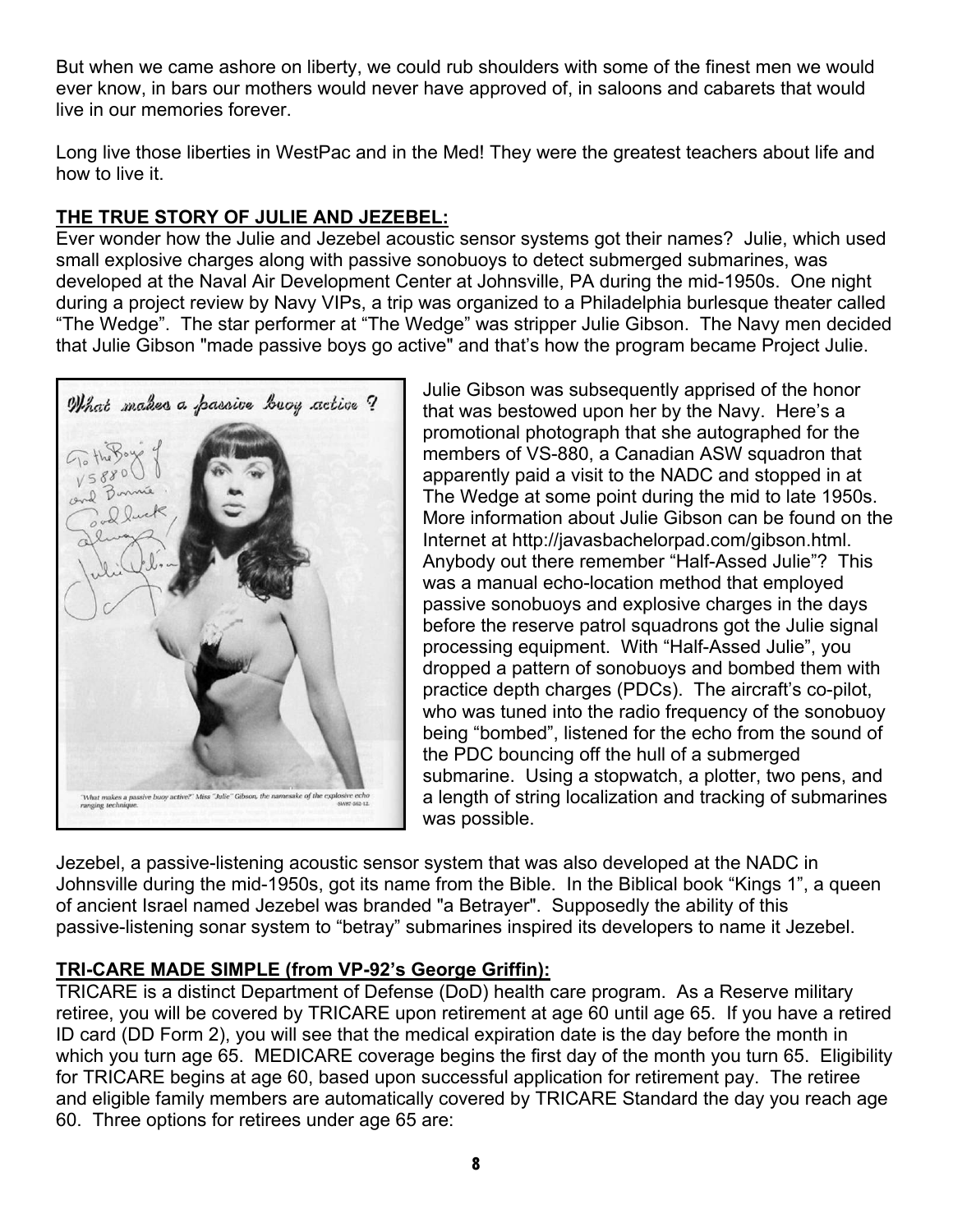But when we came ashore on liberty, we could rub shoulders with some of the finest men we would ever know, in bars our mothers would never have approved of, in saloons and cabarets that would live in our memories forever.

Long live those liberties in WestPac and in the Med! They were the greatest teachers about life and how to live it.

**THE TRUE STORY OF JULIE AND JEZEBEL:**

Ever wonder how the Julie and Jezebel acoustic sensor systems got their names? Julie, which used small explosive charges along with passive sonobuoys to detect submerged submarines, was developed at the Naval Air Development Center at Johnsville, PA during the mid-1950s. One night during a project review by Navy VIPs, a trip was organized to a Philadelphia burlesque theater called “The Wedge”. The star performer at “The Wedge” was stripper Julie Gibson. The Navy men decided that Julie Gibson "made passive boys go active" and that’s how the program became Project Julie.

"What makes a passive buoy active?" Miss "Julie" Gibson, the namesake of the explosive echo ranging technique.

Julie Gibson was subsequently apprised of the honor that was bestowed upon her by the Navy. Here’s a promotional photograph that she autographed for the members of VS-880, a Canadian ASW squadron that apparently paid a visit to the NADC and stopped in at The Wedge at some point during the mid to late 1950s. More information about Julie Gibson can be found on the Internet at http://javasbachelorpad.com/gibson.html. Anybody out there remember “Half-Assed Julie”? This was a manual echo-location method that employed passive sonobuoys and explosive charges in the days before the reserve patrol squadrons got the Julie signal processing equipment. With “Half-Assed Julie”, you dropped a pattern of sonobuoys and bombed them with practice depth charges (PDCs). The aircraft’s co-pilot, who was tuned into the radio frequency of the sonobuoy being “bombed”, listened for the echo from the sound of the PDC bouncing off the hull of a submerged submarine. Using a stopwatch, a plotter, two pens, and a length of string localization and tracking of submarines was possible.

Jezebel, a passive-listening acoustic sensor system that was also developed at the NADC in Johnsville during the mid-1950s, got its name from the Bible. In the Biblical book “Kings 1”, a queen of ancient Israel named Jezebel was branded "a Betrayer". Supposedly the ability of this passive-listening sonar system to “betray” submarines inspired its developers to name it Jezebel.

**TRI-CARE MADE SIMPLE (from VP-92’s George Griffin):**

TRICARE is a distinct Department of Defense (DoD) health care program. As a Reserve military retiree, you will be covered by TRICARE upon retirement at age 60 until age 65. If you have a retired ID card (DD Form 2), you will see that the medical expiration date is the day before the month in which you turn age 65. MEDICARE coverage begins the first day of the month you turn 65. Eligibility for TRICARE begins at age 60, based upon successful application for retirement pay. The retiree and eligible family members are automatically covered by TRICARE Standard the day you reach age 60. Three options for retirees under age 65 are: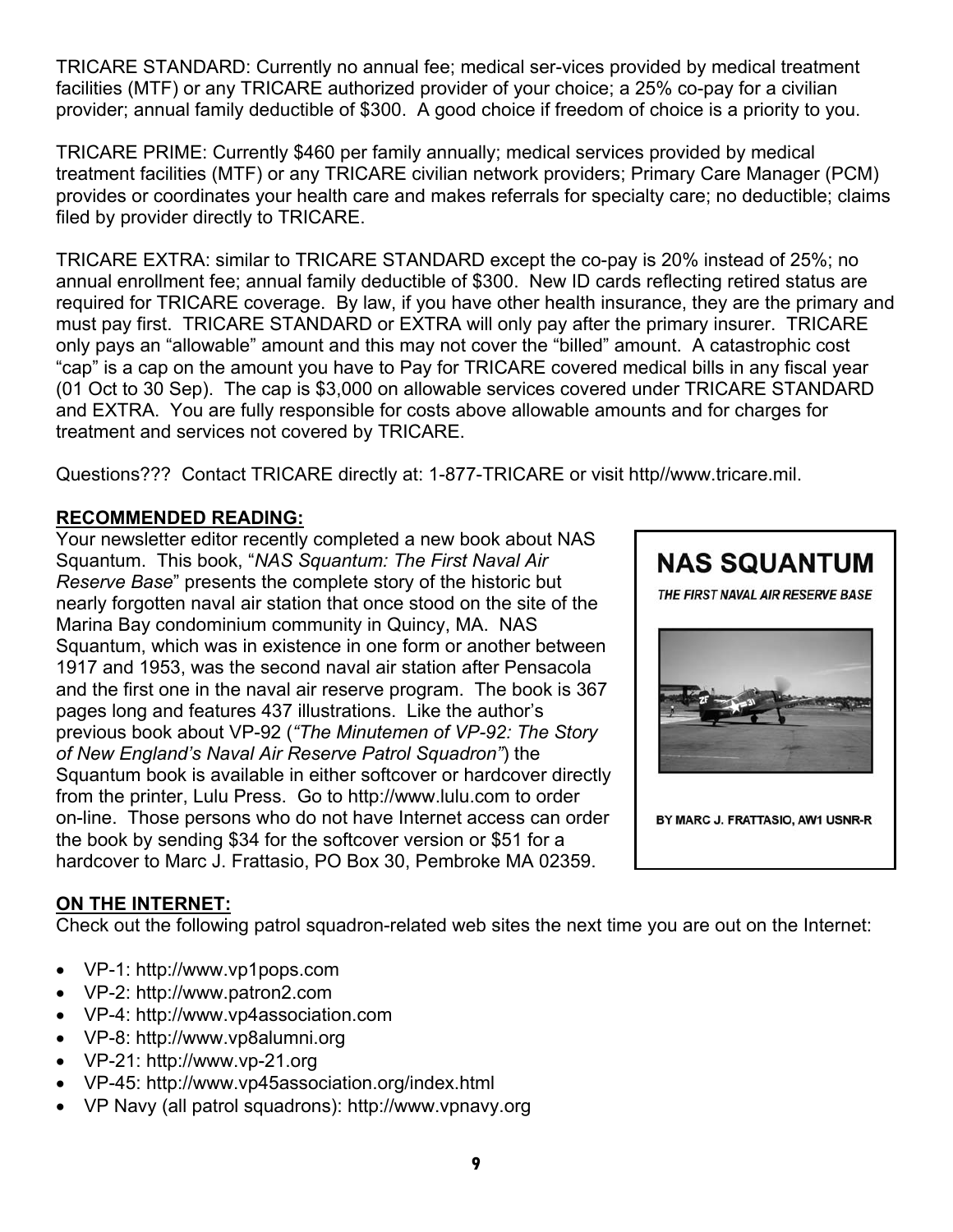TRICARE STANDARD: Currently no annual fee; medical ser-vices provided by medical treatment facilities (MTF) or any TRICARE authorized provider of your choice; a 25% co-pay for a civilian provider; annual family deductible of $300. A good choice if freedom of choice is a priority to you.

TRICARE PRIME: Currently $460 per family annually; medical services provided by medical treatment facilities (MTF) or any TRICARE civilian network providers; Primary Care Manager (PCM) provides or coordinates your health care and makes referrals for specialty care; no deductible; claims filed by provider directly to TRICARE.

TRICARE EXTRA: similar to TRICARE STANDARD except the co-pay is 20% instead of 25%; no annual enrollment fee; annual family deductible of $300. New ID cards reflecting retired status are required for TRICARE coverage. By law, if you have other health insurance, they are the primary and must pay first. TRICARE STANDARD or EXTRA will only pay after the primary insurer. TRICARE only pays an "allowable" amount and this may not cover the "billed" amount. A catastrophic cost "cap" is a cap on the amount you have to Pay for TRICARE covered medical bills in any fiscal year (01 Oct to 30 Sep). The cap is $3,000 on allowable services covered under TRICARE STANDARD and EXTRA. You are fully responsible for costs above allowable amounts and for charges for treatment and services not covered by TRICARE.

Questions??? Contact TRICARE directly at: 1-877-TRICARE or visit http//www.tricare.mil.

## RECOMMENDED READING:

Your newsletter editor recently completed a new book about NAS Squantum. This book, "*NAS Squantum: The First Naval Air Reserve Base*" presents the complete story of the historic but nearly forgotten naval air station that once stood on the site of the Marina Bay condominium community in Quincy, MA. NAS Squantum, which was in existence in one form or another between 1917 and 1953, was the second naval air station after Pensacola and the first one in the naval air reserve program. The book is 367 pages long and features 437 illustrations. Like the author's previous book about VP-92 (*"The Minutemen of VP-92: The Story of New England's Naval Air Reserve Patrol Squadron"*) the Squantum book is available in either softcover or hardcover directly from the printer, Lulu Press. Go to http://www.lulu.com to order on-line. Those persons who do not have Internet access can order the book by sending $34 for the softcover version or $51 for a hardcover to Marc J. Frattasio, PO Box 30, Pembroke MA 02359.

**NAS SQUANTUM**

*THE FIRST NAVAL AIR RESERVE BASE*

BY MARC J. FRATTASIO, AW1 USNR-R

## ON THE INTERNET:

Check out the following patrol squadron-related web sites the next time you are out on the Internet:

- VP-1: http://www.vp1pops.com
- VP-2: http://www.patron2.com
- VP-4: http://www.vp4association.com
- VP-8: http://www.vp8alumni.org
- VP-21: http://www.vp-21.org
- VP-45: http://www.vp45association.org/index.html
- VP Navy (all patrol squadrons): http://www.vpnavy.org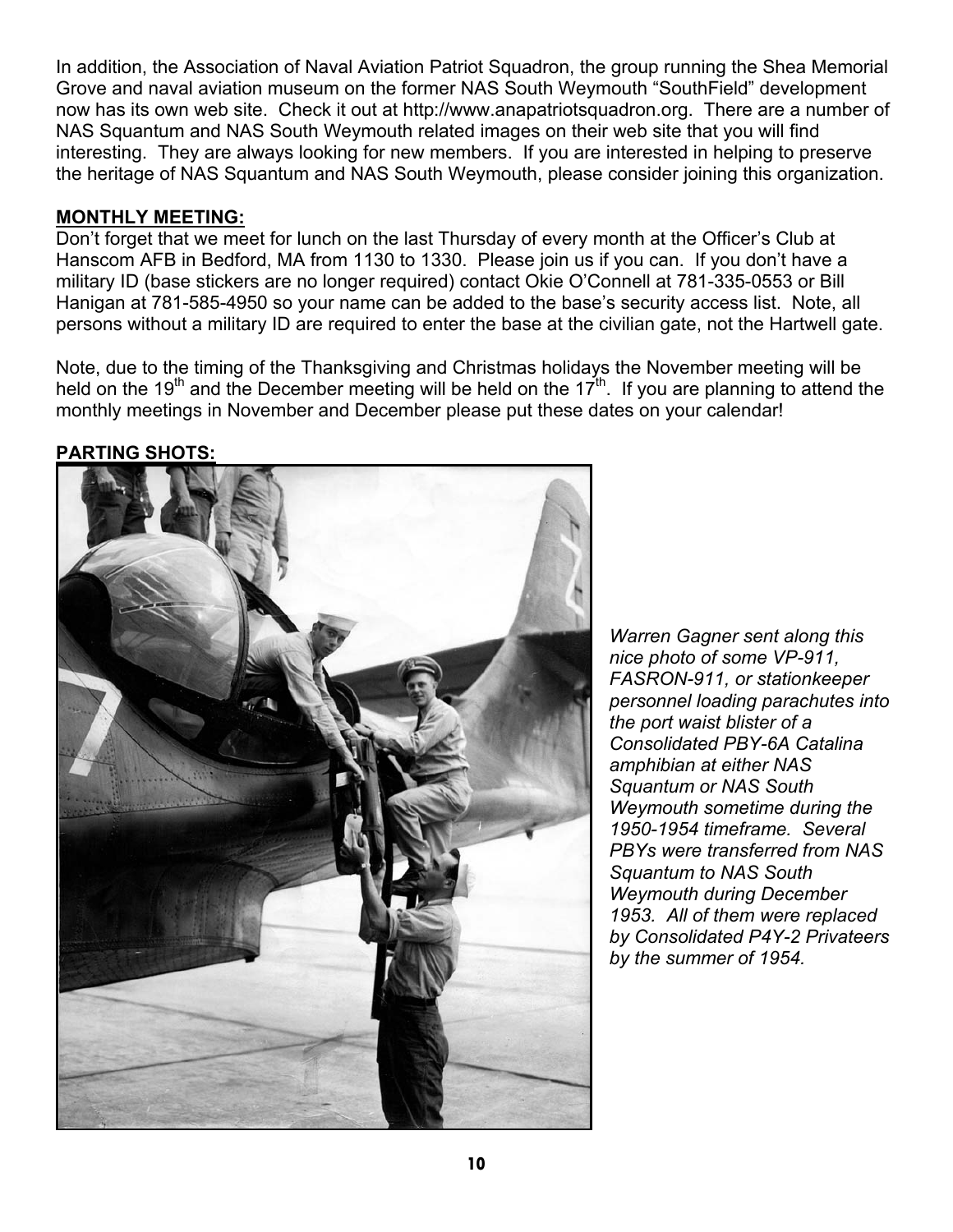In addition, the Association of Naval Aviation Patriot Squadron, the group running the Shea Memorial Grove and naval aviation museum on the former NAS South Weymouth "SouthField" development now has its own web site. Check it out at http://www.anapatriotsquadron.org. There are a number of NAS Squantum and NAS South Weymouth related images on their web site that you will find interesting. They are always looking for new members. If you are interested in helping to preserve the heritage of NAS Squantum and NAS South Weymouth, please consider joining this organization.

## MONTHLY MEETING:

Don't forget that we meet for lunch on the last Thursday of every month at the Officer's Club at Hanscom AFB in Bedford, MA from 1130 to 1330. Please join us if you can. If you don't have a military ID (base stickers are no longer required) contact Okie O'Connell at 781-335-0553 or Bill Hanigan at 781-585-4950 so your name can be added to the base's security access list. Note, all persons without a military ID are required to enter the base at the civilian gate, not the Hartwell gate.

Note, due to the timing of the Thanksgiving and Christmas holidays the November meeting will be held on the 19th and the December meeting will be held on the 17th. If you are planning to attend the monthly meetings in November and December please put these dates on your calendar!

## PARTING SHOTS:

*Warren Gagner sent along this nice photo of some VP-911, FASRON-911, or stationkeeper personnel loading parachutes into the port waist blister of a Consolidated PBY-6A Catalina amphibian at either NAS Squantum or NAS South Weymouth sometime during the 1950-1954 timeframe. Several PBYs were transferred from NAS Squantum to NAS South Weymouth during December 1953. All of them were replaced by Consolidated P4Y-2 Privateers by the summer of 1954.*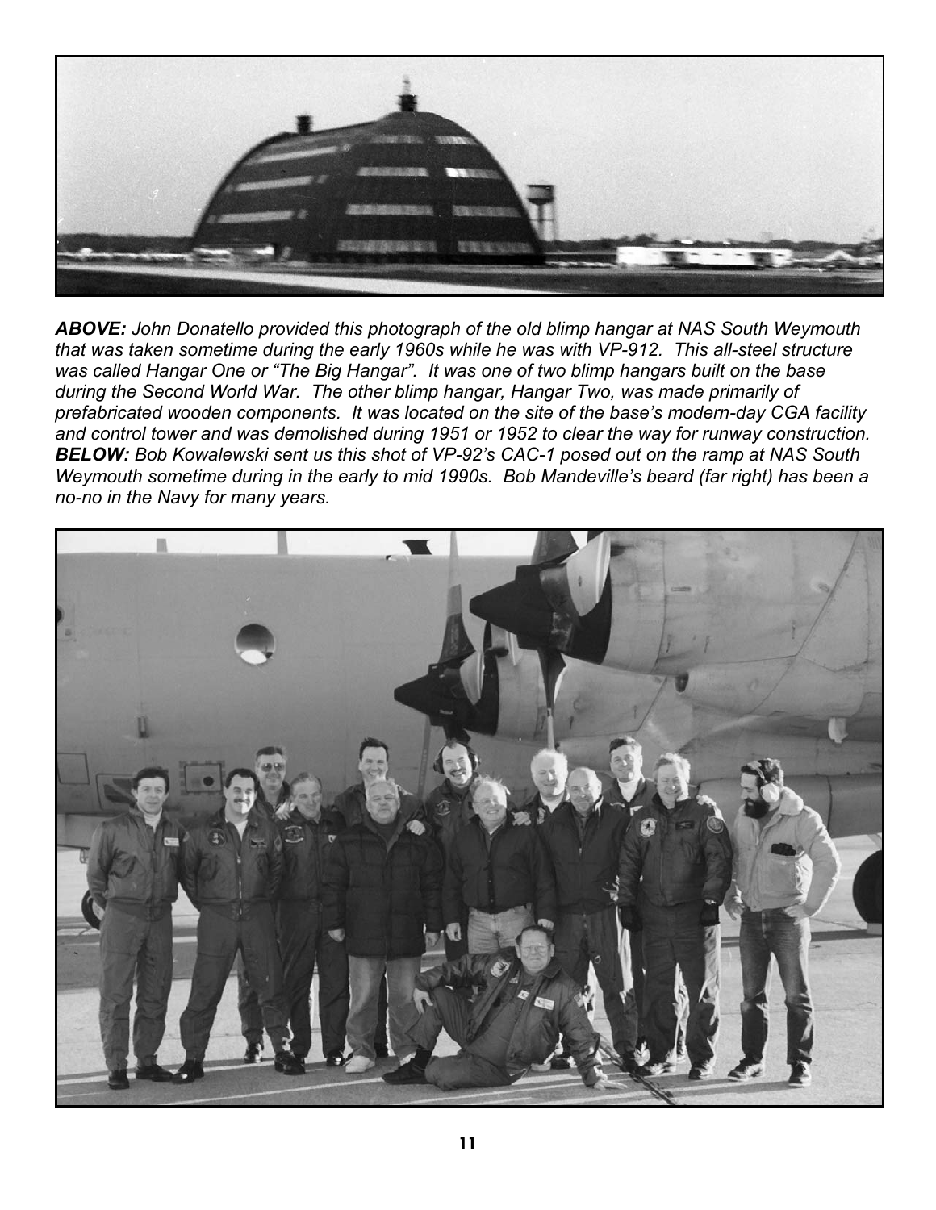***ABOVE:*** *John Donatello provided this photograph of the old blimp hangar at NAS South Weymouth that was taken sometime during the early 1960s while he was with VP-912. This all-steel structure was called Hangar One or "The Big Hangar". It was one of two blimp hangars built on the base during the Second World War. The other blimp hangar, Hangar Two, was made primarily of prefabricated wooden components. It was located on the site of the base's modern-day CGA facility and control tower and was demolished during 1951 or 1952 to clear the way for runway construction.*
***BELOW:*** *Bob Kowalewski sent us this shot of VP-92's CAC-1 posed out on the ramp at NAS South Weymouth sometime during in the early to mid 1990s. Bob Mandeville's beard (far right) has been a no-no in the Navy for many years.*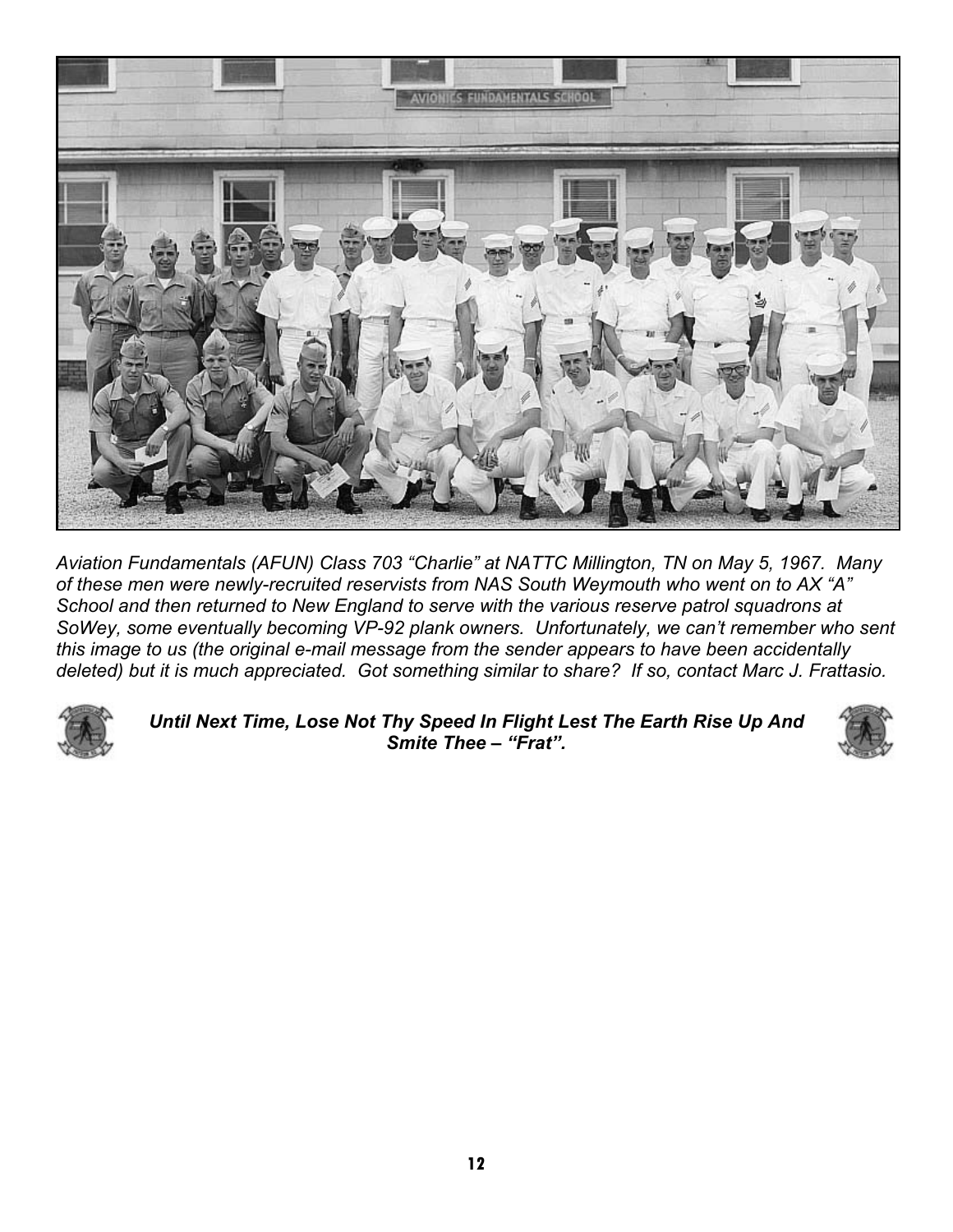*Aviation Fundamentals (AFUN) Class 703 "Charlie" at NATTC Millington, TN on May 5, 1967. Many of these men were newly-recruited reservists from NAS South Weymouth who went on to AX "A" School and then returned to New England to serve with the various reserve patrol squadrons at SoWey, some eventually becoming VP-92 plank owners. Unfortunately, we can't remember who sent this image to us (the original e-mail message from the sender appears to have been accidentally deleted) but it is much appreciated. Got something similar to share? If so, contact Marc J. Frattasio.*

***Until Next Time, Lose Not Thy Speed In Flight Lest The Earth Rise Up And Smite Thee – "Frat".***